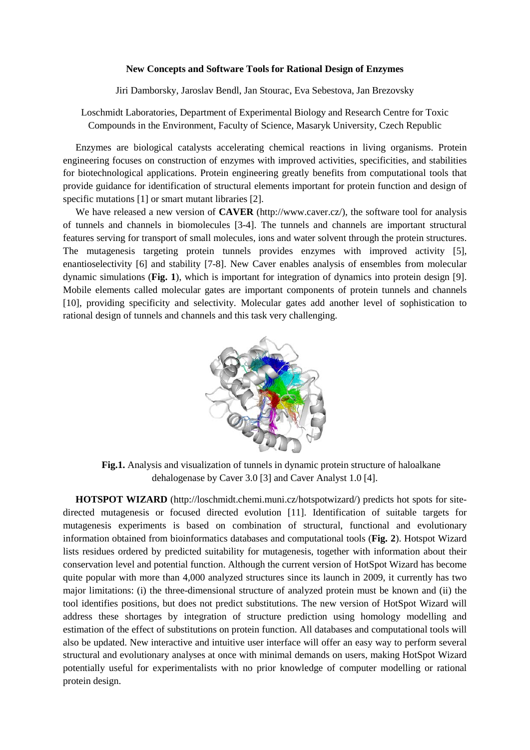# New Concepts and Software Tools for Rational Design of Enzymes

Jiri Damborsky, Jaroslav Bendl, Jan Stourac, Eva Sebestova, Jan Brezovsky

Loschmidt Laboratories, Department of Experimental Biology and Research Centre for Toxic Compounds in the Environment, Faculty of Science, Masaryk University, Czech Republic

Enzymes are biological catalysts accelerating chemical reactions in living organisms. Protein engineering focuses on construction of enzymes with improved activities, specificities, and stabilities for biotechnological applications. Protein engineering greatly benefits from computational tools that provide guidance for identification of structural elements important for protein function and design of specific mutations [1] or smart mutant libraries [2].

We have released a new version of **CAVER** (http://www.caver.cz/), the software tool for analysis of tunnels and channels in biomolecules [3-4]. The tunnels and channels are important structural features serving for transport of small molecules, ions and water solvent through the protein structures. The mutagenesis targeting protein tunnels provides enzymes with improved activity [5], enantioselectivity [6] and stability [7-8]. New Caver enables analysis of ensembles from molecular dynamic simulations (**Fig. 1**), which is important for integration of dynamics into protein design [9]. Mobile elements called molecular gates are important components of protein tunnels and channels [10], providing specificity and selectivity. Molecular gates add another level of sophistication to rational design of tunnels and channels and this task very challenging.

**Fig.1.** Analysis and visualization of tunnels in dynamic protein structure of haloalkane dehalogenase by Caver 3.0 [3] and Caver Analyst 1.0 [4].

**HOTSPOT WIZARD** (http://loschmidt.chemi.muni.cz/hotspotwizard/) predicts hot spots for site-directed mutagenesis or focused directed evolution [11]. Identification of suitable targets for mutagenesis experiments is based on combination of structural, functional and evolutionary information obtained from bioinformatics databases and computational tools (**Fig. 2**). Hotspot Wizard lists residues ordered by predicted suitability for mutagenesis, together with information about their conservation level and potential function. Although the current version of HotSpot Wizard has become quite popular with more than 4,000 analyzed structures since its launch in 2009, it currently has two major limitations: (i) the three-dimensional structure of analyzed protein must be known and (ii) the tool identifies positions, but does not predict substitutions. The new version of HotSpot Wizard will address these shortages by integration of structure prediction using homology modelling and estimation of the effect of substitutions on protein function. All databases and computational tools will also be updated. New interactive and intuitive user interface will offer an easy way to perform several structural and evolutionary analyses at once with minimal demands on users, making HotSpot Wizard potentially useful for experimentalists with no prior knowledge of computer modelling or rational protein design.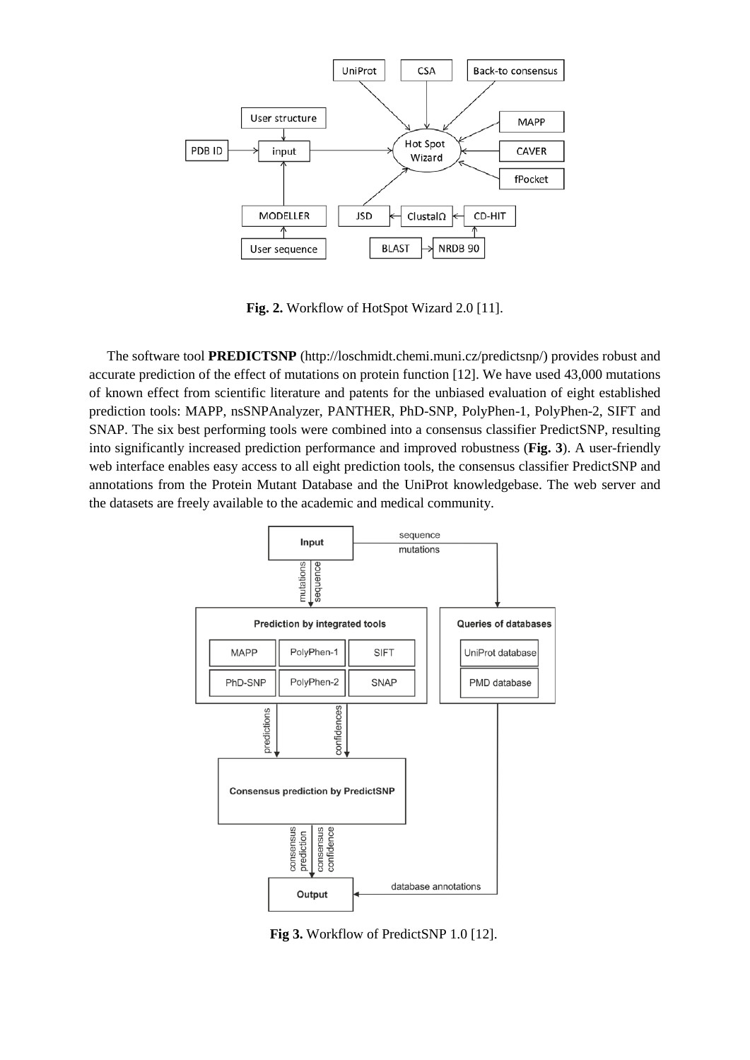**Fig. 2.** Workflow of HotSpot Wizard 2.0 [11].

The software tool **PREDICTSNP** (http://loschmidt.chemi.muni.cz/predictsnp/) provides robust and accurate prediction of the effect of mutations on protein function [12]. We have used 43,000 mutations of known effect from scientific literature and patents for the unbiased evaluation of eight established prediction tools: MAPP, nsSNPAnalyzer, PANTHER, PhD-SNP, PolyPhen-1, PolyPhen-2, SIFT and SNAP. The six best performing tools were combined into a consensus classifier PredictSNP, resulting into significantly increased prediction performance and improved robustness (**Fig. 3**). A user-friendly web interface enables easy access to all eight prediction tools, the consensus classifier PredictSNP and annotations from the Protein Mutant Database and the UniProt knowledgebase. The web server and the datasets are freely available to the academic and medical community.

**Fig 3.** Workflow of PredictSNP 1.0 [12].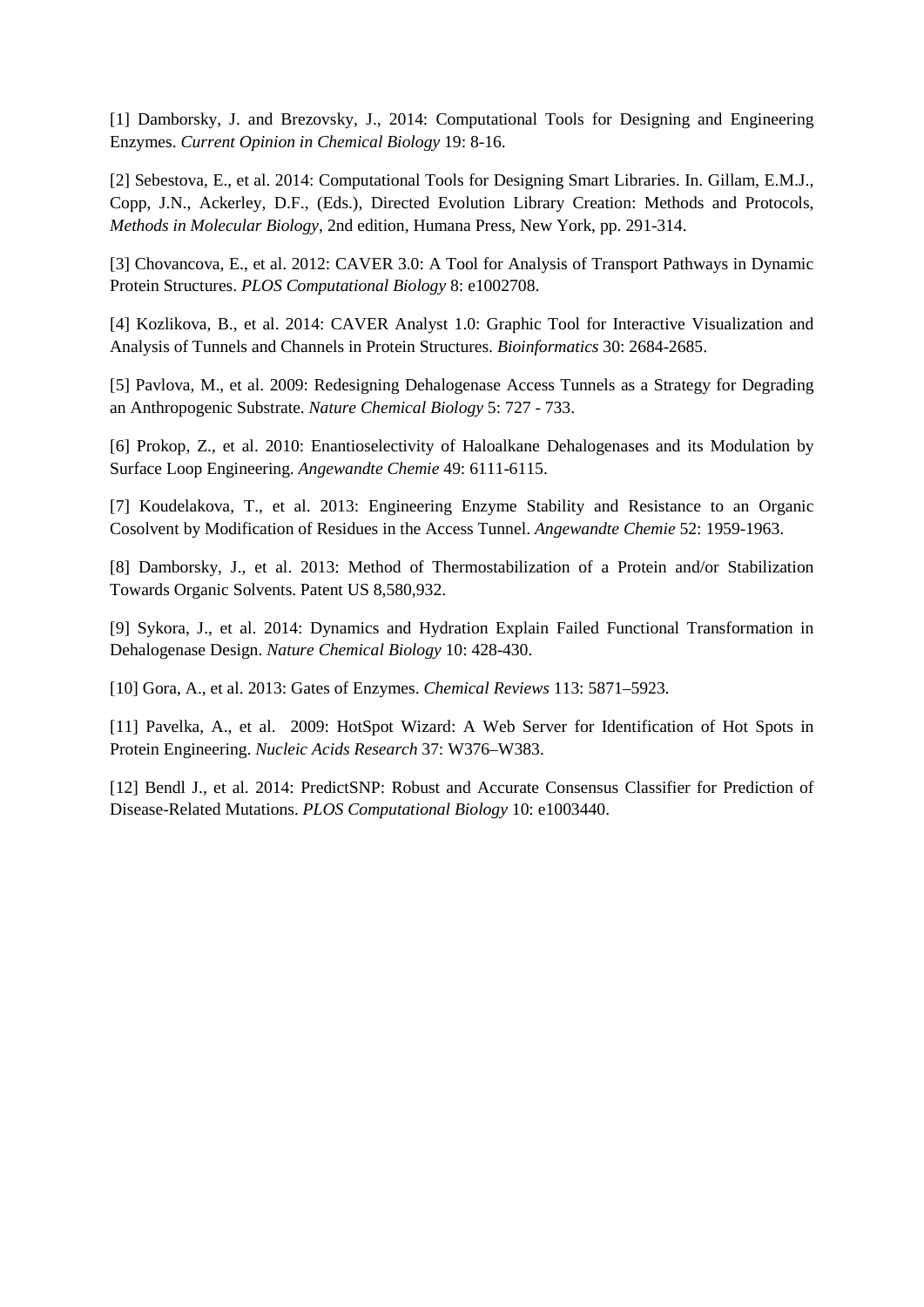[1] Damborsky, J. and Brezovsky, J., 2014: Computational Tools for Designing and Engineering Enzymes. *Current Opinion in Chemical Biology* 19: 8-16.

[2] Sebestova, E., et al. 2014: Computational Tools for Designing Smart Libraries. In. Gillam, E.M.J., Copp, J.N., Ackerley, D.F., (Eds.), Directed Evolution Library Creation: Methods and Protocols, *Methods in Molecular Biology*, 2nd edition, Humana Press, New York, pp. 291-314.

[3] Chovancova, E., et al. 2012: CAVER 3.0: A Tool for Analysis of Transport Pathways in Dynamic Protein Structures. *PLOS Computational Biology* 8: e1002708.

[4] Kozlikova, B., et al. 2014: CAVER Analyst 1.0: Graphic Tool for Interactive Visualization and Analysis of Tunnels and Channels in Protein Structures. *Bioinformatics* 30: 2684-2685.

[5] Pavlova, M., et al. 2009: Redesigning Dehalogenase Access Tunnels as a Strategy for Degrading an Anthropogenic Substrate. *Nature Chemical Biology* 5: 727 - 733.

[6] Prokop, Z., et al. 2010: Enantioselectivity of Haloalkane Dehalogenases and its Modulation by Surface Loop Engineering. *Angewandte Chemie* 49: 6111-6115.

[7] Koudelakova, T., et al. 2013: Engineering Enzyme Stability and Resistance to an Organic Cosolvent by Modification of Residues in the Access Tunnel. *Angewandte Chemie* 52: 1959-1963.

[8] Damborsky, J., et al. 2013: Method of Thermostabilization of a Protein and/or Stabilization Towards Organic Solvents. Patent US 8,580,932.

[9] Sykora, J., et al. 2014: Dynamics and Hydration Explain Failed Functional Transformation in Dehalogenase Design. *Nature Chemical Biology* 10: 428-430.

[10] Gora, A., et al. 2013: Gates of Enzymes. *Chemical Reviews* 113: 5871–5923.

[11] Pavelka, A., et al. 2009: HotSpot Wizard: A Web Server for Identification of Hot Spots in Protein Engineering. *Nucleic Acids Research* 37: W376–W383.

[12] Bendl J., et al. 2014: PredictSNP: Robust and Accurate Consensus Classifier for Prediction of Disease-Related Mutations. *PLOS Computational Biology* 10: e1003440.